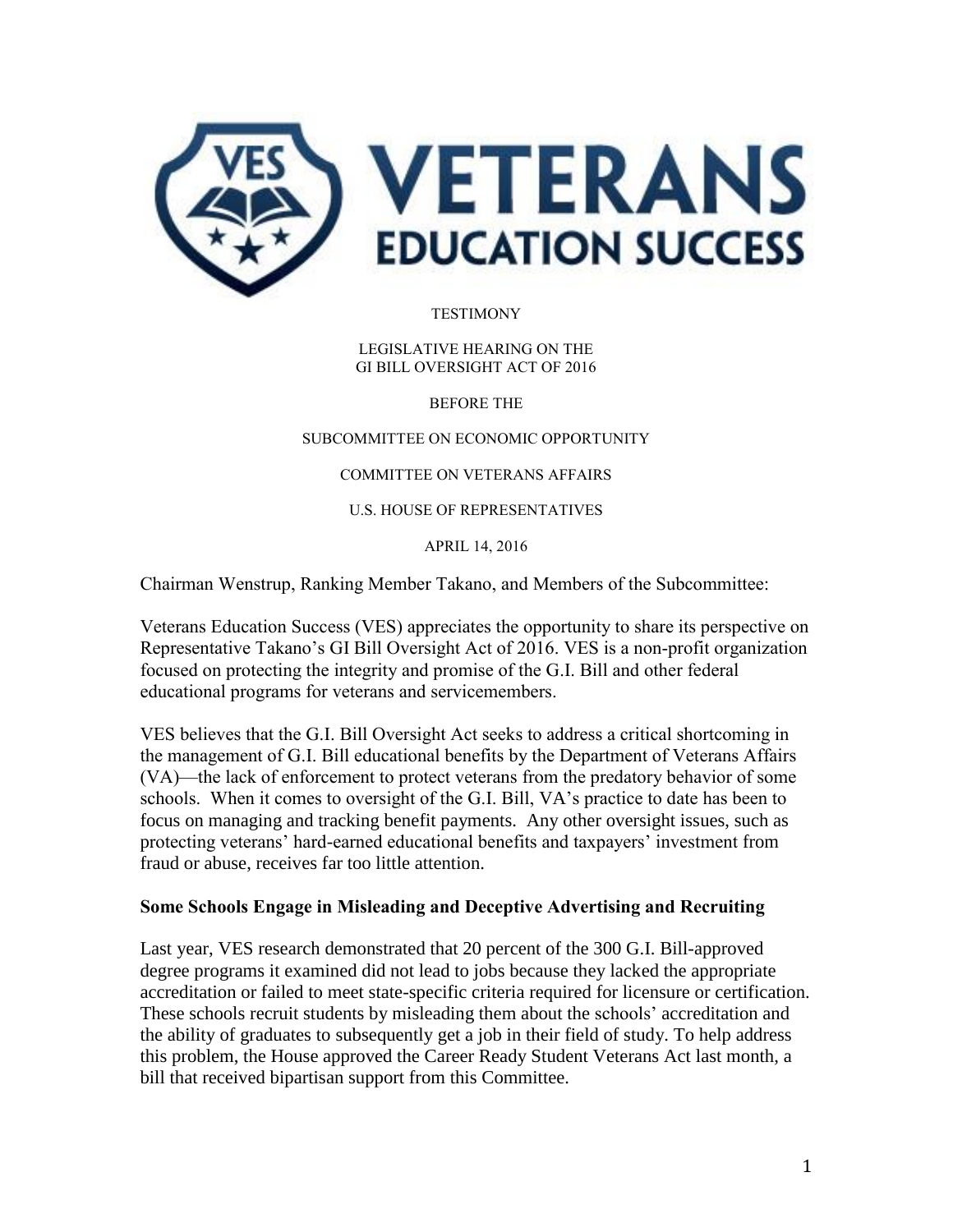# VETERANS EDUCATION SUCCESS

TESTIMONY

LEGISLATIVE HEARING ON THE
GI BILL OVERSIGHT ACT OF 2016

BEFORE THE

SUBCOMMITTEE ON ECONOMIC OPPORTUNITY

COMMITTEE ON VETERANS AFFAIRS

U.S. HOUSE OF REPRESENTATIVES

APRIL 14, 2016

Chairman Wenstrup, Ranking Member Takano, and Members of the Subcommittee:

Veterans Education Success (VES) appreciates the opportunity to share its perspective on Representative Takano's GI Bill Oversight Act of 2016. VES is a non-profit organization focused on protecting the integrity and promise of the G.I. Bill and other federal educational programs for veterans and servicemembers.

VES believes that the G.I. Bill Oversight Act seeks to address a critical shortcoming in the management of G.I. Bill educational benefits by the Department of Veterans Affairs (VA)—the lack of enforcement to protect veterans from the predatory behavior of some schools. When it comes to oversight of the G.I. Bill, VA's practice to date has been to focus on managing and tracking benefit payments. Any other oversight issues, such as protecting veterans' hard-earned educational benefits and taxpayers' investment from fraud or abuse, receives far too little attention.

**Some Schools Engage in Misleading and Deceptive Advertising and Recruiting**

Last year, VES research demonstrated that 20 percent of the 300 G.I. Bill-approved degree programs it examined did not lead to jobs because they lacked the appropriate accreditation or failed to meet state-specific criteria required for licensure or certification. These schools recruit students by misleading them about the schools' accreditation and the ability of graduates to subsequently get a job in their field of study. To help address this problem, the House approved the Career Ready Student Veterans Act last month, a bill that received bipartisan support from this Committee.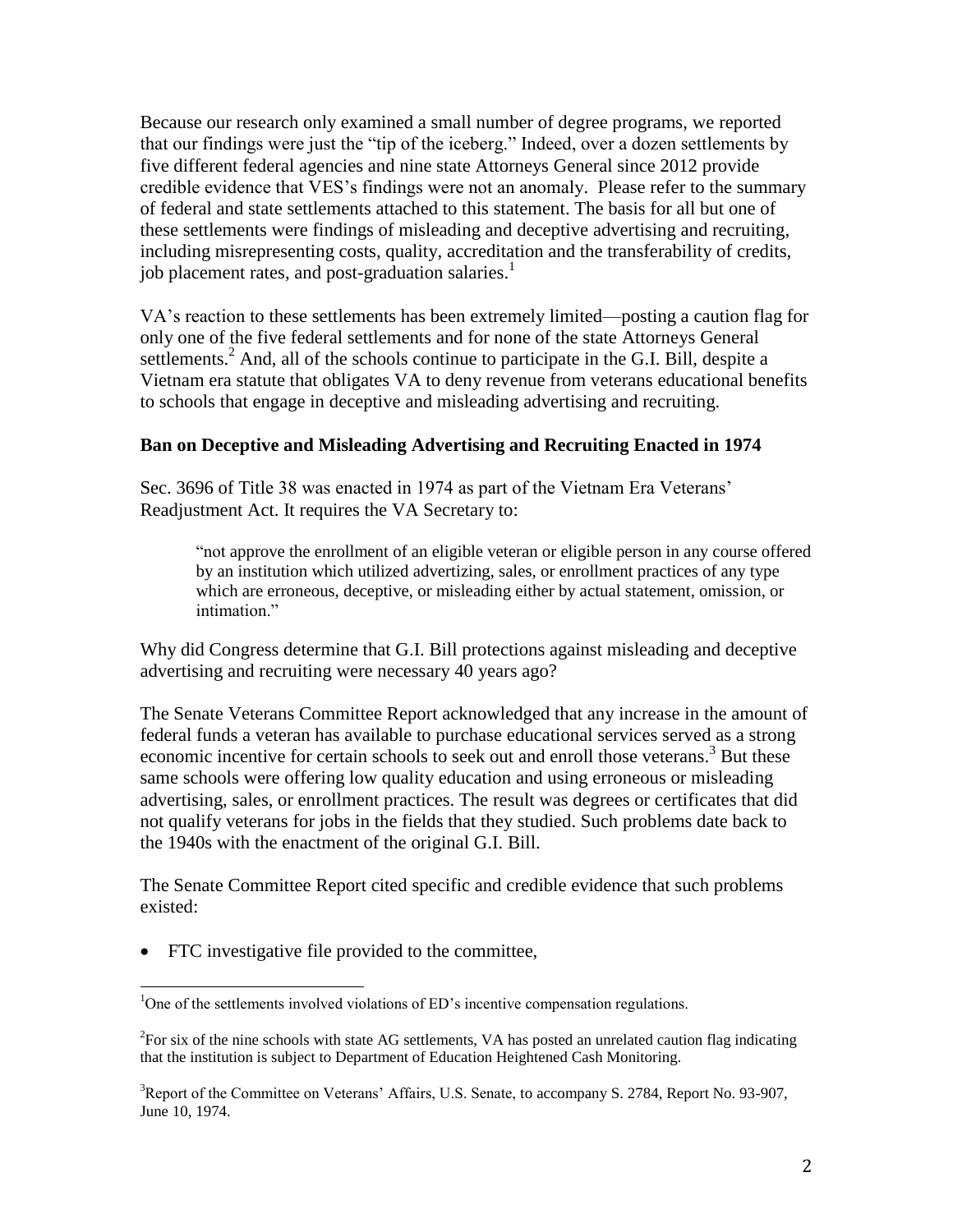Because our research only examined a small number of degree programs, we reported that our findings were just the "tip of the iceberg." Indeed, over a dozen settlements by five different federal agencies and nine state Attorneys General since 2012 provide credible evidence that VES's findings were not an anomaly. Please refer to the summary of federal and state settlements attached to this statement. The basis for all but one of these settlements were findings of misleading and deceptive advertising and recruiting, including misrepresenting costs, quality, accreditation and the transferability of credits, job placement rates, and post-graduation salaries.[1]

VA's reaction to these settlements has been extremely limited—posting a caution flag for only one of the five federal settlements and for none of the state Attorneys General settlements.[2] And, all of the schools continue to participate in the G.I. Bill, despite a Vietnam era statute that obligates VA to deny revenue from veterans educational benefits to schools that engage in deceptive and misleading advertising and recruiting.

**Ban on Deceptive and Misleading Advertising and Recruiting Enacted in 1974**

Sec. 3696 of Title 38 was enacted in 1974 as part of the Vietnam Era Veterans' Readjustment Act. It requires the VA Secretary to:

> "not approve the enrollment of an eligible veteran or eligible person in any course offered by an institution which utilized advertizing, sales, or enrollment practices of any type which are erroneous, deceptive, or misleading either by actual statement, omission, or intimation."

Why did Congress determine that G.I. Bill protections against misleading and deceptive advertising and recruiting were necessary 40 years ago?

The Senate Veterans Committee Report acknowledged that any increase in the amount of federal funds a veteran has available to purchase educational services served as a strong economic incentive for certain schools to seek out and enroll those veterans.[3] But these same schools were offering low quality education and using erroneous or misleading advertising, sales, or enrollment practices. The result was degrees or certificates that did not qualify veterans for jobs in the fields that they studied. Such problems date back to the 1940s with the enactment of the original G.I. Bill.

The Senate Committee Report cited specific and credible evidence that such problems existed:

- FTC investigative file provided to the committee,

---

[1] One of the settlements involved violations of ED's incentive compensation regulations.

[2] For six of the nine schools with state AG settlements, VA has posted an unrelated caution flag indicating that the institution is subject to Department of Education Heightened Cash Monitoring.

[3] Report of the Committee on Veterans' Affairs, U.S. Senate, to accompany S. 2784, Report No. 93-907, June 10, 1974.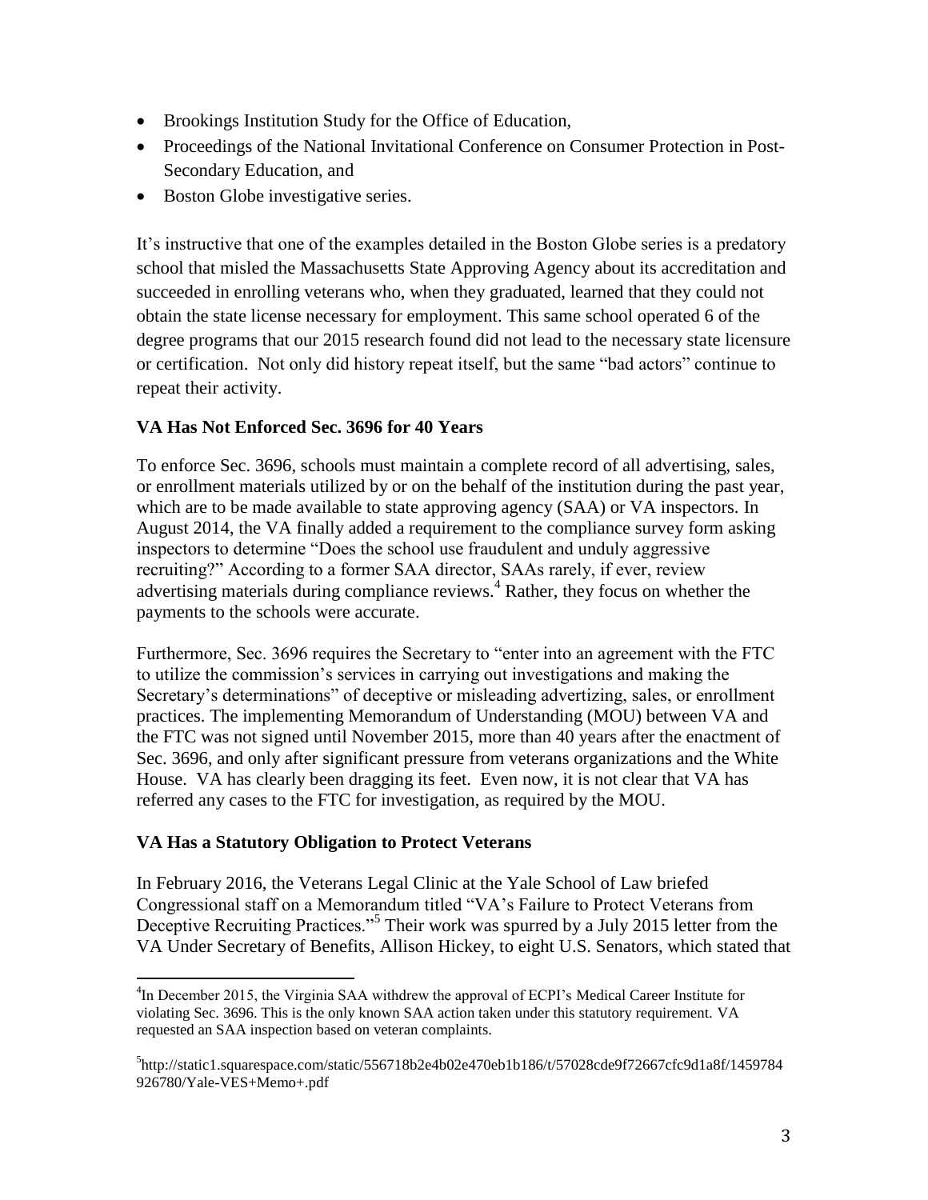- Brookings Institution Study for the Office of Education,
- Proceedings of the National Invitational Conference on Consumer Protection in Post-Secondary Education, and
- Boston Globe investigative series.

It's instructive that one of the examples detailed in the Boston Globe series is a predatory school that misled the Massachusetts State Approving Agency about its accreditation and succeeded in enrolling veterans who, when they graduated, learned that they could not obtain the state license necessary for employment. This same school operated 6 of the degree programs that our 2015 research found did not lead to the necessary state licensure or certification. Not only did history repeat itself, but the same "bad actors" continue to repeat their activity.

**VA Has Not Enforced Sec. 3696 for 40 Years**

To enforce Sec. 3696, schools must maintain a complete record of all advertising, sales, or enrollment materials utilized by or on the behalf of the institution during the past year, which are to be made available to state approving agency (SAA) or VA inspectors. In August 2014, the VA finally added a requirement to the compliance survey form asking inspectors to determine "Does the school use fraudulent and unduly aggressive recruiting?" According to a former SAA director, SAAs rarely, if ever, review advertising materials during compliance reviews.[4] Rather, they focus on whether the payments to the schools were accurate.

Furthermore, Sec. 3696 requires the Secretary to "enter into an agreement with the FTC to utilize the commission's services in carrying out investigations and making the Secretary's determinations" of deceptive or misleading advertizing, sales, or enrollment practices. The implementing Memorandum of Understanding (MOU) between VA and the FTC was not signed until November 2015, more than 40 years after the enactment of Sec. 3696, and only after significant pressure from veterans organizations and the White House. VA has clearly been dragging its feet. Even now, it is not clear that VA has referred any cases to the FTC for investigation, as required by the MOU.

**VA Has a Statutory Obligation to Protect Veterans**

In February 2016, the Veterans Legal Clinic at the Yale School of Law briefed Congressional staff on a Memorandum titled "VA's Failure to Protect Veterans from Deceptive Recruiting Practices."[5] Their work was spurred by a July 2015 letter from the VA Under Secretary of Benefits, Allison Hickey, to eight U.S. Senators, which stated that

---

[4] In December 2015, the Virginia SAA withdrew the approval of ECPI's Medical Career Institute for violating Sec. 3696. This is the only known SAA action taken under this statutory requirement. VA requested an SAA inspection based on veteran complaints.

[5] http://static1.squarespace.com/static/556718b2e4b02e470eb1b186/t/57028cde9f72667cfc9d1a8f/1459784926780/Yale-VES+Memo+.pdf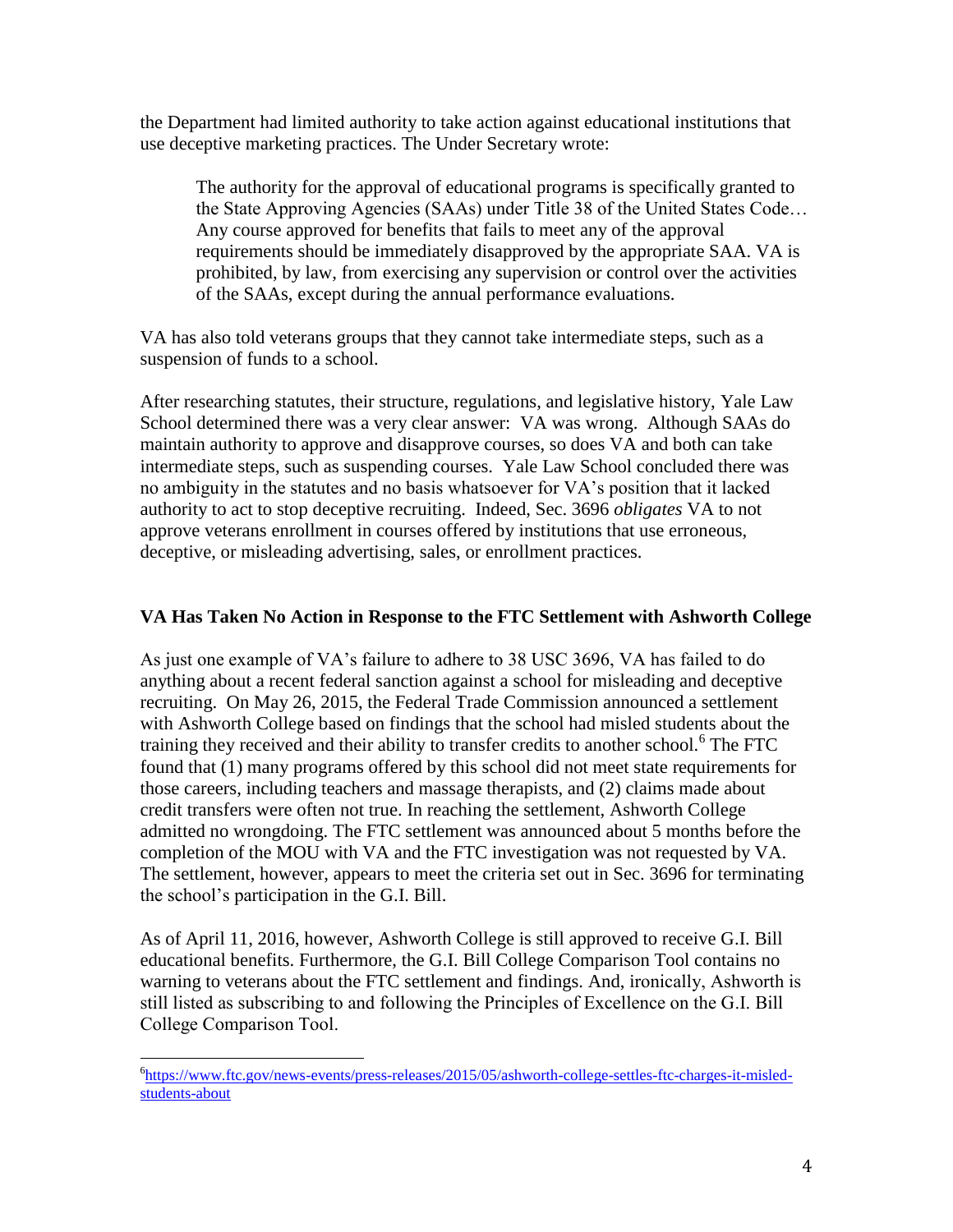the Department had limited authority to take action against educational institutions that use deceptive marketing practices. The Under Secretary wrote:

> The authority for the approval of educational programs is specifically granted to the State Approving Agencies (SAAs) under Title 38 of the United States Code… Any course approved for benefits that fails to meet any of the approval requirements should be immediately disapproved by the appropriate SAA. VA is prohibited, by law, from exercising any supervision or control over the activities of the SAAs, except during the annual performance evaluations.

VA has also told veterans groups that they cannot take intermediate steps, such as a suspension of funds to a school.

After researching statutes, their structure, regulations, and legislative history, Yale Law School determined there was a very clear answer: VA was wrong. Although SAAs do maintain authority to approve and disapprove courses, so does VA and both can take intermediate steps, such as suspending courses. Yale Law School concluded there was no ambiguity in the statutes and no basis whatsoever for VA's position that it lacked authority to act to stop deceptive recruiting. Indeed, Sec. 3696 *obligates* VA to not approve veterans enrollment in courses offered by institutions that use erroneous, deceptive, or misleading advertising, sales, or enrollment practices.

### VA Has Taken No Action in Response to the FTC Settlement with Ashworth College

As just one example of VA's failure to adhere to 38 USC 3696, VA has failed to do anything about a recent federal sanction against a school for misleading and deceptive recruiting. On May 26, 2015, the Federal Trade Commission announced a settlement with Ashworth College based on findings that the school had misled students about the training they received and their ability to transfer credits to another school.[6] The FTC found that (1) many programs offered by this school did not meet state requirements for those careers, including teachers and massage therapists, and (2) claims made about credit transfers were often not true. In reaching the settlement, Ashworth College admitted no wrongdoing. The FTC settlement was announced about 5 months before the completion of the MOU with VA and the FTC investigation was not requested by VA. The settlement, however, appears to meet the criteria set out in Sec. 3696 for terminating the school's participation in the G.I. Bill.

As of April 11, 2016, however, Ashworth College is still approved to receive G.I. Bill educational benefits. Furthermore, the G.I. Bill College Comparison Tool contains no warning to veterans about the FTC settlement and findings. And, ironically, Ashworth is still listed as subscribing to and following the Principles of Excellence on the G.I. Bill College Comparison Tool.

---

[6] https://www.ftc.gov/news-events/press-releases/2015/05/ashworth-college-settles-ftc-charges-it-misled-students-about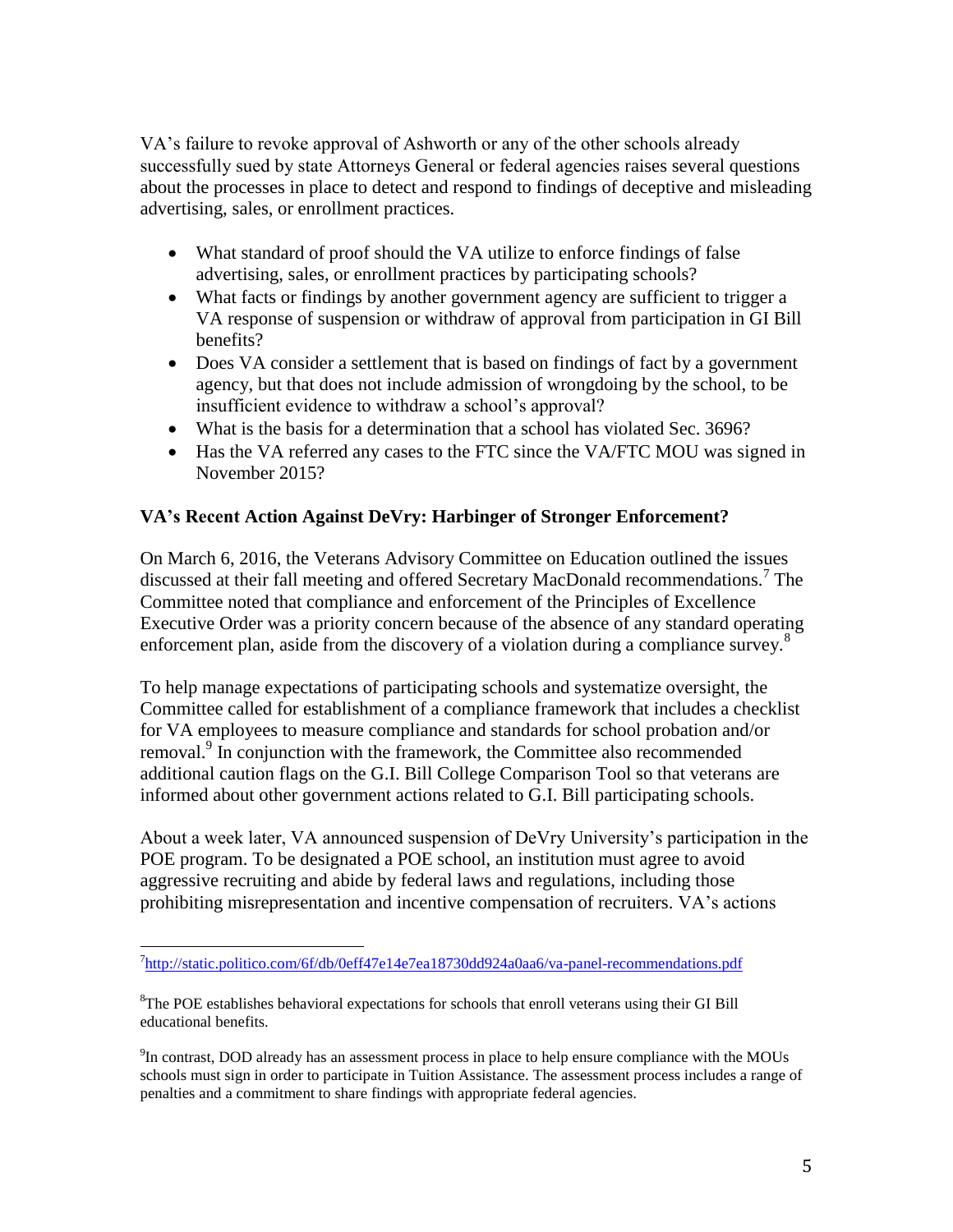VA's failure to revoke approval of Ashworth or any of the other schools already successfully sued by state Attorneys General or federal agencies raises several questions about the processes in place to detect and respond to findings of deceptive and misleading advertising, sales, or enrollment practices.

- What standard of proof should the VA utilize to enforce findings of false advertising, sales, or enrollment practices by participating schools?
- What facts or findings by another government agency are sufficient to trigger a VA response of suspension or withdraw of approval from participation in GI Bill benefits?
- Does VA consider a settlement that is based on findings of fact by a government agency, but that does not include admission of wrongdoing by the school, to be insufficient evidence to withdraw a school's approval?
- What is the basis for a determination that a school has violated Sec. 3696?
- Has the VA referred any cases to the FTC since the VA/FTC MOU was signed in November 2015?

**VA's Recent Action Against DeVry: Harbinger of Stronger Enforcement?**

On March 6, 2016, the Veterans Advisory Committee on Education outlined the issues discussed at their fall meeting and offered Secretary MacDonald recommendations.[7] The Committee noted that compliance and enforcement of the Principles of Excellence Executive Order was a priority concern because of the absence of any standard operating enforcement plan, aside from the discovery of a violation during a compliance survey.[8]

To help manage expectations of participating schools and systematize oversight, the Committee called for establishment of a compliance framework that includes a checklist for VA employees to measure compliance and standards for school probation and/or removal.[9] In conjunction with the framework, the Committee also recommended additional caution flags on the G.I. Bill College Comparison Tool so that veterans are informed about other government actions related to G.I. Bill participating schools.

About a week later, VA announced suspension of DeVry University's participation in the POE program. To be designated a POE school, an institution must agree to avoid aggressive recruiting and abide by federal laws and regulations, including those prohibiting misrepresentation and incentive compensation of recruiters. VA's actions

---

[7] http://static.politico.com/6f/db/0eff47e14e7ea18730dd924a0aa6/va-panel-recommendations.pdf

[8] The POE establishes behavioral expectations for schools that enroll veterans using their GI Bill educational benefits.

[9] In contrast, DOD already has an assessment process in place to help ensure compliance with the MOUs schools must sign in order to participate in Tuition Assistance. The assessment process includes a range of penalties and a commitment to share findings with appropriate federal agencies.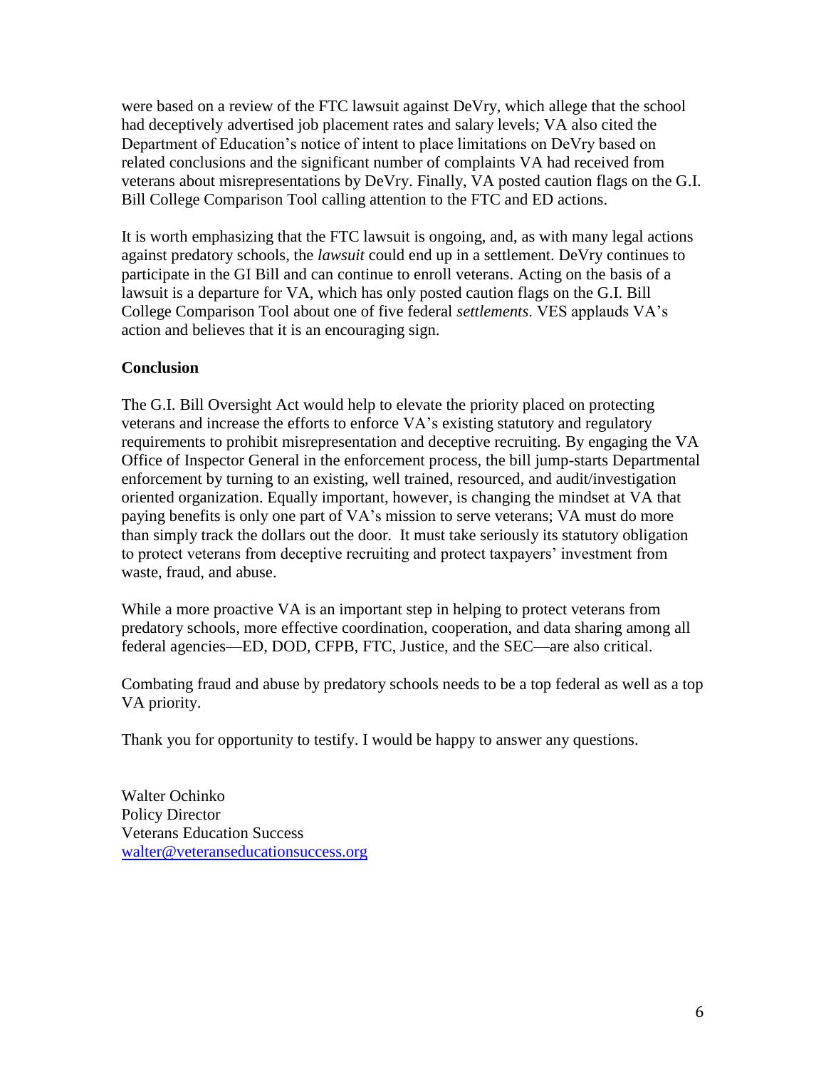were based on a review of the FTC lawsuit against DeVry, which allege that the school had deceptively advertised job placement rates and salary levels; VA also cited the Department of Education's notice of intent to place limitations on DeVry based on related conclusions and the significant number of complaints VA had received from veterans about misrepresentations by DeVry. Finally, VA posted caution flags on the G.I. Bill College Comparison Tool calling attention to the FTC and ED actions.

It is worth emphasizing that the FTC lawsuit is ongoing, and, as with many legal actions against predatory schools, the *lawsuit* could end up in a settlement. DeVry continues to participate in the GI Bill and can continue to enroll veterans. Acting on the basis of a lawsuit is a departure for VA, which has only posted caution flags on the G.I. Bill College Comparison Tool about one of five federal *settlements*. VES applauds VA's action and believes that it is an encouraging sign.

**Conclusion**

The G.I. Bill Oversight Act would help to elevate the priority placed on protecting veterans and increase the efforts to enforce VA's existing statutory and regulatory requirements to prohibit misrepresentation and deceptive recruiting. By engaging the VA Office of Inspector General in the enforcement process, the bill jump-starts Departmental enforcement by turning to an existing, well trained, resourced, and audit/investigation oriented organization. Equally important, however, is changing the mindset at VA that paying benefits is only one part of VA's mission to serve veterans; VA must do more than simply track the dollars out the door. It must take seriously its statutory obligation to protect veterans from deceptive recruiting and protect taxpayers' investment from waste, fraud, and abuse.

While a more proactive VA is an important step in helping to protect veterans from predatory schools, more effective coordination, cooperation, and data sharing among all federal agencies—ED, DOD, CFPB, FTC, Justice, and the SEC—are also critical.

Combating fraud and abuse by predatory schools needs to be a top federal as well as a top VA priority.

Thank you for opportunity to testify. I would be happy to answer any questions.

Walter Ochinko
Policy Director
Veterans Education Success
walter@veteranseducationsuccess.org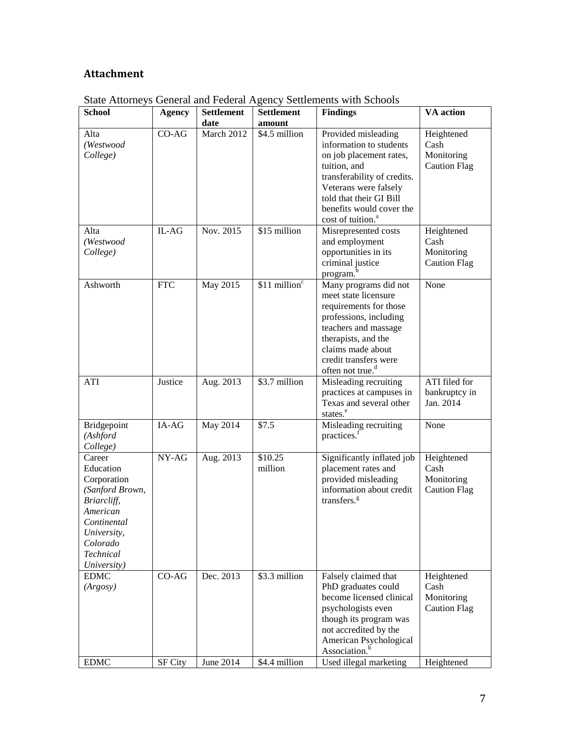## Attachment

State Attorneys General and Federal Agency Settlements with Schools

| School | Agency | Settlement date | Settlement amount | Findings | VA action |
|---|---|---|---|---|---|
| Alta *(Westwood College)* | CO-AG | March 2012 | $4.5 million | Provided misleading information to students on job placement rates, tuition, and transferability of credits. Veterans were falsely told that their GI Bill benefits would cover the cost of tuition.[a] | Heightened Cash Monitoring Caution Flag |
| Alta *(Westwood College)* | IL-AG | Nov. 2015 | $15 million | Misrepresented costs and employment opportunities in its criminal justice program.[b] | Heightened Cash Monitoring Caution Flag |
| Ashworth | FTC | May 2015 | $11 million[c] | Many programs did not meet state licensure requirements for those professions, including teachers and massage therapists, and the claims made about credit transfers were often not true.[d] | None |
| ATI | Justice | Aug. 2013 | $3.7 million | Misleading recruiting practices at campuses in Texas and several other states.[e] | ATI filed for bankruptcy in Jan. 2014 |
| Bridgepoint *(Ashford College)* | IA-AG | May 2014 | $7.5 | Misleading recruiting practices.[f] | None |
| Career Education Corporation *(Sanford Brown, Briarcliff, American Continental University, Colorado Technical University)* | NY-AG | Aug. 2013 | $10.25 million | Significantly inflated job placement rates and provided misleading information about credit transfers.[g] | Heightened Cash Monitoring Caution Flag |
| EDMC *(Argosy)* | CO-AG | Dec. 2013 | $3.3 million | Falsely claimed that PhD graduates could become licensed clinical psychologists even though its program was not accredited by the American Psychological Association.[h] | Heightened Cash Monitoring Caution Flag |
| EDMC | SF City | June 2014 | $4.4 million | Used illegal marketing | Heightened |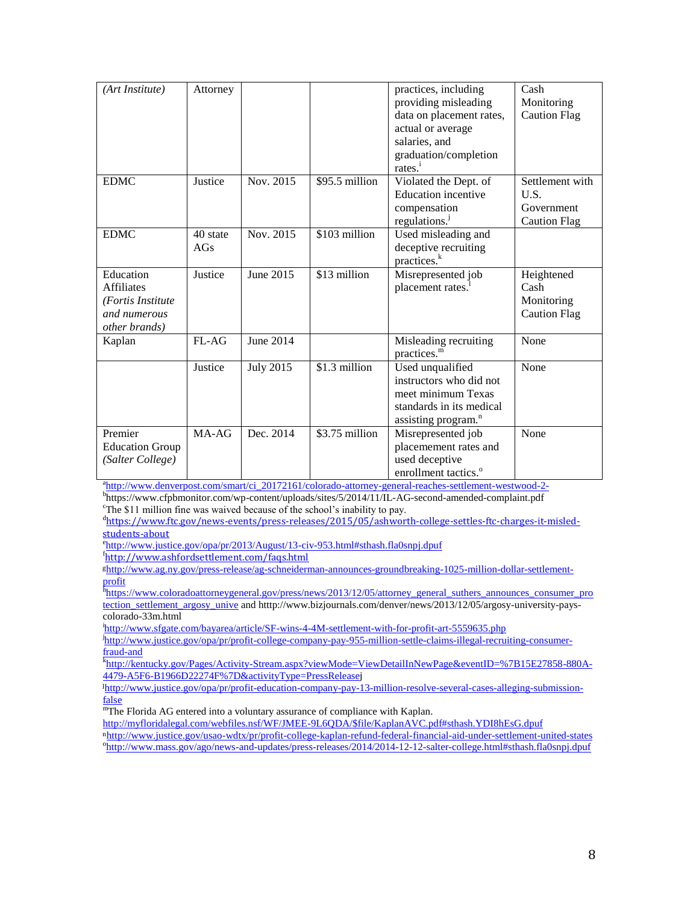| | | | | | |
|---|---|---|---|---|---|
| *(Art Institute)* | Attorney | | | practices, including providing misleading data on placement rates, actual or average salaries, and graduation/completion rates.[i] | Cash Monitoring Caution Flag |
| EDMC | Justice | Nov. 2015 | $95.5 million | Violated the Dept. of Education incentive compensation regulations.[j] | Settlement with U.S. Government Caution Flag |
| EDMC | 40 state AGs | Nov. 2015 | $103 million | Used misleading and deceptive recruiting practices.[k] | |
| Education Affiliates *(Fortis Institute and numerous other brands)* | Justice | June 2015 | $13 million | Misrepresented job placement rates.[l] | Heightened Cash Monitoring Caution Flag |
| Kaplan | FL-AG | June 2014 | | Misleading recruiting practices.[m] | None |
| | Justice | July 2015 | $1.3 million | Used unqualified instructors who did not meet minimum Texas standards in its medical assisting program.[n] | None |
| Premier Education Group *(Salter College)* | MA-AG | Dec. 2014 | $3.75 million | Misrepresented job placemement rates and used deceptive enrollment tactics.[o] | None |

[a]http://www.denverpost.com/smart/ci_20172161/colorado-attorney-general-reaches-settlement-westwood-2-

[b]https://www.cfpbmonitor.com/wp-content/uploads/sites/5/2014/11/IL-AG-second-amended-complaint.pdf

[c]The $11 million fine was waived because of the school's inability to pay.

[d]https://www.ftc.gov/news-events/press-releases/2015/05/ashworth-college-settles-ftc-charges-it-misled-students-about

[e]http://www.justice.gov/opa/pr/2013/August/13-civ-953.html#sthash.fla0snpj.dpuf

[f]http://www.ashfordsettlement.com/faqs.html

[g]http://www.ag.ny.gov/press-release/ag-schneiderman-announces-groundbreaking-1025-million-dollar-settlement-profit

[h]https://www.coloradoattorneygeneral.gov/press/news/2013/12/05/attorney_general_suthers_announces_consumer_protection_settlement_argosy_unive and htttp://www.bizjournals.com/denver/news/2013/12/05/argosy-university-pays-colorado-33m.html

[i]http://www.sfgate.com/bayarea/article/SF-wins-4-4M-settlement-with-for-profit-art-5559635.php

[j]http://www.justice.gov/opa/pr/profit-college-company-pay-955-million-settle-claims-illegal-recruiting-consumer-fraud-and

[k]http://kentucky.gov/Pages/Activity-Stream.aspx?viewMode=ViewDetailInNewPage&eventID=%7B15E27858-880A-4479-A5F6-B1966D22274F%7D&activityType=PressReleasej

[l]http://www.justice.gov/opa/pr/profit-education-company-pay-13-million-resolve-several-cases-alleging-submission-false

[m]The Florida AG entered into a voluntary assurance of compliance with Kaplan. http://myfloridalegal.com/webfiles.nsf/WF/JMEE-9L6QDA/$file/KaplanAVC.pdf#sthash.YDI8hEsG.dpuf

[n]http://www.justice.gov/usao-wdtx/pr/profit-college-kaplan-refund-federal-financial-aid-under-settlement-united-states

[o]http://www.mass.gov/ago/news-and-updates/press-releases/2014/2014-12-12-salter-college.html#sthash.fla0snpj.dpuf